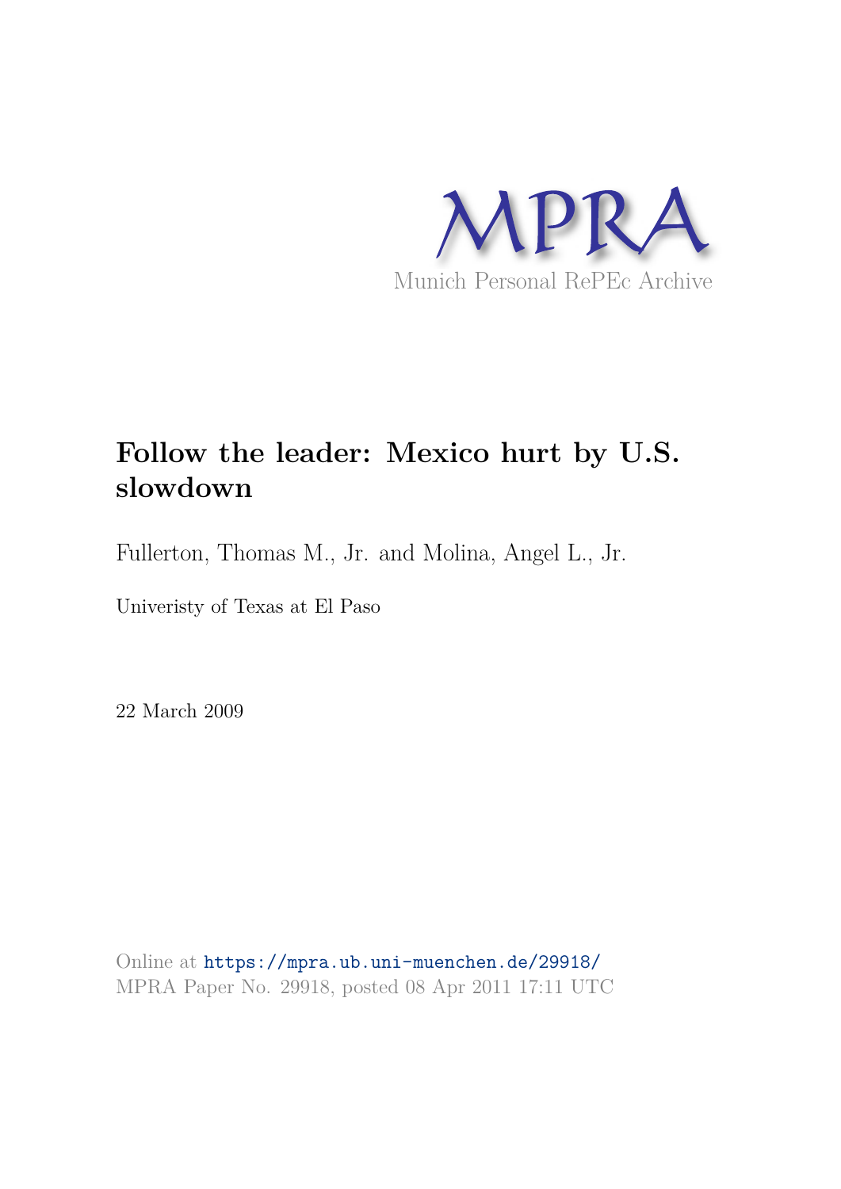MPRA

Munich Personal RePEc Archive

# Follow the leader: Mexico hurt by U.S. slowdown

Fullerton, Thomas M., Jr. and Molina, Angel L., Jr.

Univeristy of Texas at El Paso

22 March 2009

Online at https://mpra.ub.uni-muenchen.de/29918/
MPRA Paper No. 29918, posted 08 Apr 2011 17:11 UTC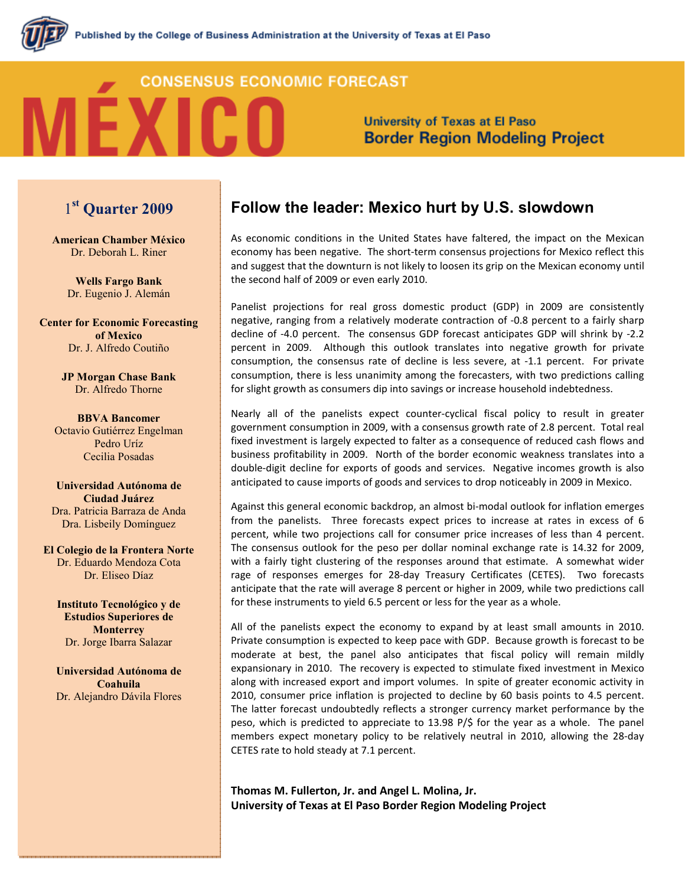Published by the College of Business Administration at the University of Texas at El Paso

# CONSENSUS ECONOMIC FORECAST MÉXICO

University of Texas at El Paso
Border Region Modeling Project

## 1st Quarter 2009

**American Chamber México**
Dr. Deborah L. Riner

**Wells Fargo Bank**
Dr. Eugenio J. Alemán

**Center for Economic Forecasting of Mexico**
Dr. J. Alfredo Coutiño

**JP Morgan Chase Bank**
Dr. Alfredo Thorne

**BBVA Bancomer**
Octavio Gutiérrez Engelman
Pedro Uríz
Cecilia Posadas

**Universidad Autónoma de Ciudad Juárez**
Dra. Patricia Barraza de Anda
Dra. Lisbeily Domínguez

**El Colegio de la Frontera Norte**
Dr. Eduardo Mendoza Cota
Dr. Eliseo Díaz

**Instituto Tecnológico y de Estudios Superiores de Monterrey**
Dr. Jorge Ibarra Salazar

**Universidad Autónoma de Coahuila**
Dr. Alejandro Dávila Flores

## Follow the leader: Mexico hurt by U.S. slowdown

As economic conditions in the United States have faltered, the impact on the Mexican economy has been negative. The short-term consensus projections for Mexico reflect this and suggest that the downturn is not likely to loosen its grip on the Mexican economy until the second half of 2009 or even early 2010.

Panelist projections for real gross domestic product (GDP) in 2009 are consistently negative, ranging from a relatively moderate contraction of -0.8 percent to a fairly sharp decline of -4.0 percent. The consensus GDP forecast anticipates GDP will shrink by -2.2 percent in 2009. Although this outlook translates into negative growth for private consumption, the consensus rate of decline is less severe, at -1.1 percent. For private consumption, there is less unanimity among the forecasters, with two predictions calling for slight growth as consumers dip into savings or increase household indebtedness.

Nearly all of the panelists expect counter-cyclical fiscal policy to result in greater government consumption in 2009, with a consensus growth rate of 2.8 percent. Total real fixed investment is largely expected to falter as a consequence of reduced cash flows and business profitability in 2009. North of the border economic weakness translates into a double-digit decline for exports of goods and services. Negative incomes growth is also anticipated to cause imports of goods and services to drop noticeably in 2009 in Mexico.

Against this general economic backdrop, an almost bi-modal outlook for inflation emerges from the panelists. Three forecasts expect prices to increase at rates in excess of 6 percent, while two projections call for consumer price increases of less than 4 percent. The consensus outlook for the peso per dollar nominal exchange rate is 14.32 for 2009, with a fairly tight clustering of the responses around that estimate. A somewhat wider rage of responses emerges for 28-day Treasury Certificates (CETES). Two forecasts anticipate that the rate will average 8 percent or higher in 2009, while two predictions call for these instruments to yield 6.5 percent or less for the year as a whole.

All of the panelists expect the economy to expand by at least small amounts in 2010. Private consumption is expected to keep pace with GDP. Because growth is forecast to be moderate at best, the panel also anticipates that fiscal policy will remain mildly expansionary in 2010. The recovery is expected to stimulate fixed investment in Mexico along with increased export and import volumes. In spite of greater economic activity in 2010, consumer price inflation is projected to decline by 60 basis points to 4.5 percent. The latter forecast undoubtedly reflects a stronger currency market performance by the peso, which is predicted to appreciate to 13.98 P/$ for the year as a whole. The panel members expect monetary policy to be relatively neutral in 2010, allowing the 28-day CETES rate to hold steady at 7.1 percent.

**Thomas M. Fullerton, Jr. and Angel L. Molina, Jr.**
**University of Texas at El Paso Border Region Modeling Project**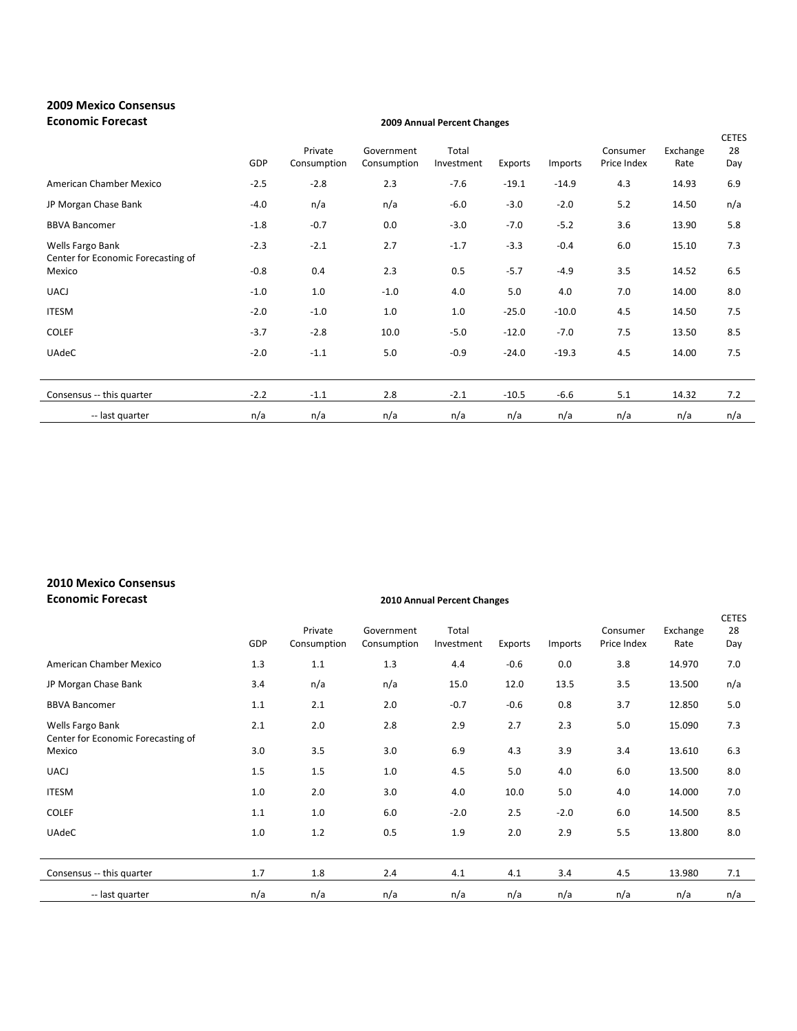## 2009 Mexico Consensus Economic Forecast

**2009 Annual Percent Changes**

| | GDP | Private Consumption | Government Consumption | Total Investment | Exports | Imports | Consumer Price Index | Exchange Rate | CETES 28 Day |
|---|---|---|---|---|---|---|---|---|---|
| American Chamber Mexico | -2.5 | -2.8 | 2.3 | -7.6 | -19.1 | -14.9 | 4.3 | 14.93 | 6.9 |
| JP Morgan Chase Bank | -4.0 | n/a | n/a | -6.0 | -3.0 | -2.0 | 5.2 | 14.50 | n/a |
| BBVA Bancomer | -1.8 | -0.7 | 0.0 | -3.0 | -7.0 | -5.2 | 3.6 | 13.90 | 5.8 |
| Wells Fargo Bank | -2.3 | -2.1 | 2.7 | -1.7 | -3.3 | -0.4 | 6.0 | 15.10 | 7.3 |
| Center for Economic Forecasting of Mexico | -0.8 | 0.4 | 2.3 | 0.5 | -5.7 | -4.9 | 3.5 | 14.52 | 6.5 |
| UACJ | -1.0 | 1.0 | -1.0 | 4.0 | 5.0 | 4.0 | 7.0 | 14.00 | 8.0 |
| ITESM | -2.0 | -1.0 | 1.0 | 1.0 | -25.0 | -10.0 | 4.5 | 14.50 | 7.5 |
| COLEF | -3.7 | -2.8 | 10.0 | -5.0 | -12.0 | -7.0 | 7.5 | 13.50 | 8.5 |
| UAdeC | -2.0 | -1.1 | 5.0 | -0.9 | -24.0 | -19.3 | 4.5 | 14.00 | 7.5 |
| Consensus -- this quarter | -2.2 | -1.1 | 2.8 | -2.1 | -10.5 | -6.6 | 5.1 | 14.32 | 7.2 |
| -- last quarter | n/a | n/a | n/a | n/a | n/a | n/a | n/a | n/a | n/a |

## 2010 Mexico Consensus Economic Forecast

**2010 Annual Percent Changes**

| | GDP | Private Consumption | Government Consumption | Total Investment | Exports | Imports | Consumer Price Index | Exchange Rate | CETES 28 Day |
|---|---|---|---|---|---|---|---|---|---|
| American Chamber Mexico | 1.3 | 1.1 | 1.3 | 4.4 | -0.6 | 0.0 | 3.8 | 14.970 | 7.0 |
| JP Morgan Chase Bank | 3.4 | n/a | n/a | 15.0 | 12.0 | 13.5 | 3.5 | 13.500 | n/a |
| BBVA Bancomer | 1.1 | 2.1 | 2.0 | -0.7 | -0.6 | 0.8 | 3.7 | 12.850 | 5.0 |
| Wells Fargo Bank | 2.1 | 2.0 | 2.8 | 2.9 | 2.7 | 2.3 | 5.0 | 15.090 | 7.3 |
| Center for Economic Forecasting of Mexico | 3.0 | 3.5 | 3.0 | 6.9 | 4.3 | 3.9 | 3.4 | 13.610 | 6.3 |
| UACJ | 1.5 | 1.5 | 1.0 | 4.5 | 5.0 | 4.0 | 6.0 | 13.500 | 8.0 |
| ITESM | 1.0 | 2.0 | 3.0 | 4.0 | 10.0 | 5.0 | 4.0 | 14.000 | 7.0 |
| COLEF | 1.1 | 1.0 | 6.0 | -2.0 | 2.5 | -2.0 | 6.0 | 14.500 | 8.5 |
| UAdeC | 1.0 | 1.2 | 0.5 | 1.9 | 2.0 | 2.9 | 5.5 | 13.800 | 8.0 |
| Consensus -- this quarter | 1.7 | 1.8 | 2.4 | 4.1 | 4.1 | 3.4 | 4.5 | 13.980 | 7.1 |
| -- last quarter | n/a | n/a | n/a | n/a | n/a | n/a | n/a | n/a | n/a |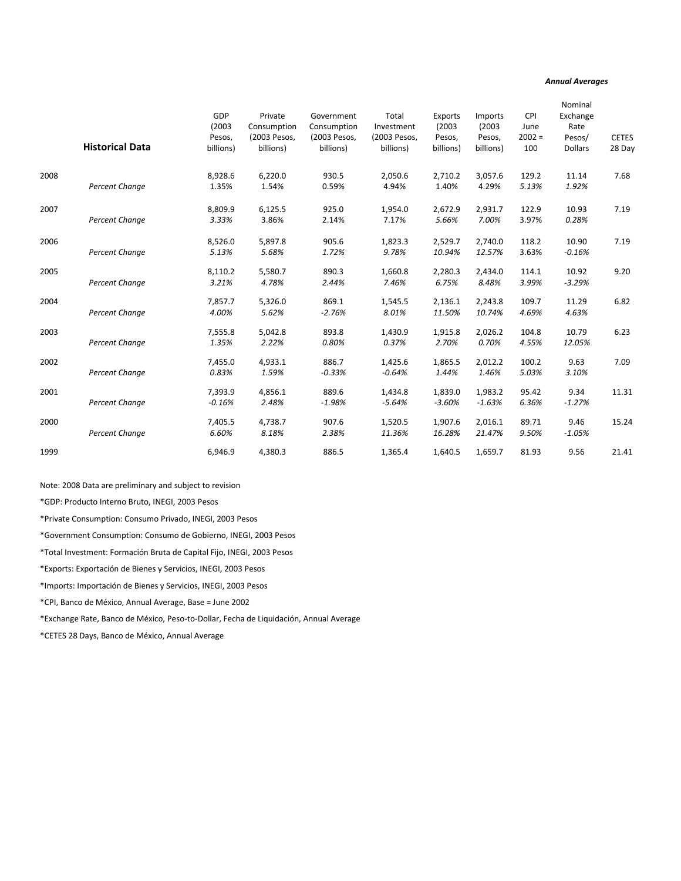*Annual Averages*

| | Historical Data | GDP (2003 Pesos, billions) | Private Consumption (2003 Pesos, billions) | Government Consumption (2003 Pesos, billions) | Total Investment (2003 Pesos, billions) | Exports (2003 Pesos, billions) | Imports (2003 Pesos, billions) | CPI June 2002 = 100 | Nominal Exchange Rate Pesos/ Dollars | CETES 28 Day |
|---|---|---|---|---|---|---|---|---|---|---|
| 2008 | | 8,928.6 | 6,220.0 | 930.5 | 2,050.6 | 2,710.2 | 3,057.6 | 129.2 | 11.14 | 7.68 |
| | *Percent Change* | 1.35% | 1.54% | 0.59% | 4.94% | 1.40% | 4.29% | *5.13%* | *1.92%* | |
| 2007 | | 8,809.9 | 6,125.5 | 925.0 | 1,954.0 | 2,672.9 | 2,931.7 | 122.9 | 10.93 | 7.19 |
| | *Percent Change* | *3.33%* | 3.86% | 2.14% | 7.17% | *5.66%* | *7.00%* | 3.97% | *0.28%* | |
| 2006 | | 8,526.0 | 5,897.8 | 905.6 | 1,823.3 | 2,529.7 | 2,740.0 | 118.2 | 10.90 | 7.19 |
| | *Percent Change* | *5.13%* | *5.68%* | *1.72%* | *9.78%* | *10.94%* | *12.57%* | 3.63% | *-0.16%* | |
| 2005 | | 8,110.2 | 5,580.7 | 890.3 | 1,660.8 | 2,280.3 | 2,434.0 | 114.1 | 10.92 | 9.20 |
| | *Percent Change* | 3.21% | 4.78% | 2.44% | 7.46% | 6.75% | 8.48% | 3.99% | *-3.29%* | |
| 2004 | | 7,857.7 | 5,326.0 | 869.1 | 1,545.5 | 2,136.1 | 2,243.8 | 109.7 | 11.29 | 6.82 |
| | *Percent Change* | *4.00%* | *5.62%* | *-2.76%* | *8.01%* | *11.50%* | *10.74%* | 4.69% | *4.63%* | |
| 2003 | | 7,555.8 | 5,042.8 | 893.8 | 1,430.9 | 1,915.8 | 2,026.2 | 104.8 | 10.79 | 6.23 |
| | *Percent Change* | *1.35%* | *2.22%* | *0.80%* | *0.37%* | *2.70%* | *0.70%* | *4.55%* | *12.05%* | |
| 2002 | | 7,455.0 | 4,933.1 | 886.7 | 1,425.6 | 1,865.5 | 2,012.2 | 100.2 | 9.63 | 7.09 |
| | *Percent Change* | *0.83%* | *1.59%* | *-0.33%* | *-0.64%* | *1.44%* | *1.46%* | *5.03%* | *3.10%* | |
| 2001 | | 7,393.9 | 4,856.1 | 889.6 | 1,434.8 | 1,839.0 | 1,983.2 | 95.42 | 9.34 | 11.31 |
| | *Percent Change* | *-0.16%* | *2.48%* | *-1.98%* | *-5.64%* | *-3.60%* | *-1.63%* | *6.36%* | *-1.27%* | |
| 2000 | | 7,405.5 | 4,738.7 | 907.6 | 1,520.5 | 1,907.6 | 2,016.1 | 89.71 | 9.46 | 15.24 |
| | *Percent Change* | *6.60%* | *8.18%* | *2.38%* | *11.36%* | *16.28%* | *21.47%* | *9.50%* | *-1.05%* | |
| 1999 | | 6,946.9 | 4,380.3 | 886.5 | 1,365.4 | 1,640.5 | 1,659.7 | 81.93 | 9.56 | 21.41 |

Note: 2008 Data are preliminary and subject to revision

*GDP: Producto Interno Bruto, INEGI, 2003 Pesos

*Private Consumption: Consumo Privado, INEGI, 2003 Pesos

*Government Consumption: Consumo de Gobierno, INEGI, 2003 Pesos

*Total Investment: Formación Bruta de Capital Fijo, INEGI, 2003 Pesos

*Exports: Exportación de Bienes y Servicios, INEGI, 2003 Pesos

*Imports: Importación de Bienes y Servicios, INEGI, 2003 Pesos

*CPI, Banco de México, Annual Average, Base = June 2002

*Exchange Rate, Banco de México, Peso-to-Dollar, Fecha de Liquidación, Annual Average

*CETES 28 Days, Banco de México, Annual Average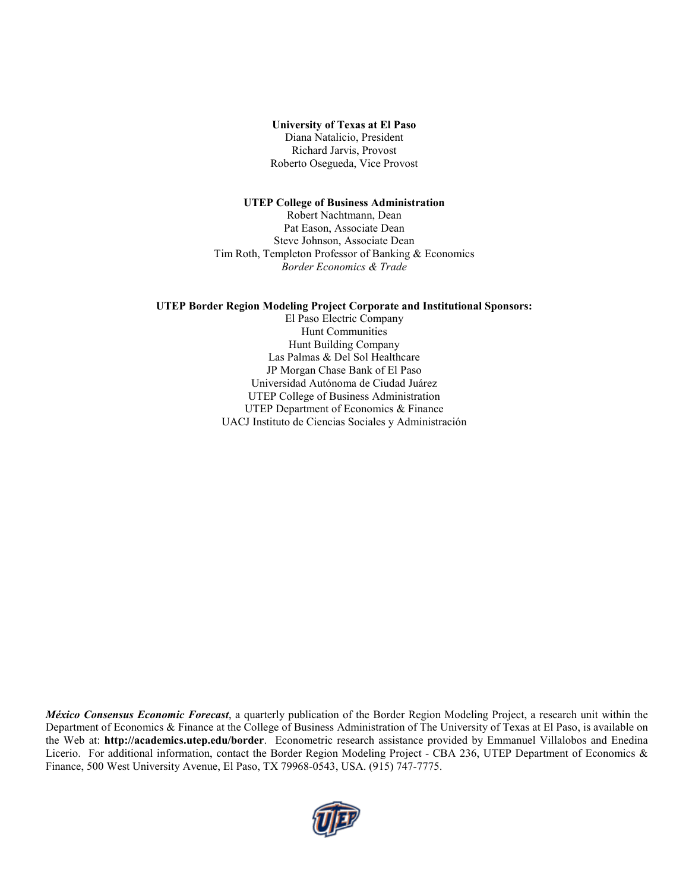**University of Texas at El Paso**
Diana Natalicio, President
Richard Jarvis, Provost
Roberto Osegueda, Vice Provost

**UTEP College of Business Administration**
Robert Nachtmann, Dean
Pat Eason, Associate Dean
Steve Johnson, Associate Dean
Tim Roth, Templeton Professor of Banking & Economics
*Border Economics & Trade*

**UTEP Border Region Modeling Project Corporate and Institutional Sponsors:**
El Paso Electric Company
Hunt Communities
Hunt Building Company
Las Palmas & Del Sol Healthcare
JP Morgan Chase Bank of El Paso
Universidad Autónoma de Ciudad Juárez
UTEP College of Business Administration
UTEP Department of Economics & Finance
UACJ Instituto de Ciencias Sociales y Administración

***México Consensus Economic Forecast***, a quarterly publication of the Border Region Modeling Project, a research unit within the Department of Economics & Finance at the College of Business Administration of The University of Texas at El Paso, is available on the Web at: **http://academics.utep.edu/border**. Econometric research assistance provided by Emmanuel Villalobos and Enedina Licerio. For additional information, contact the Border Region Modeling Project - CBA 236, UTEP Department of Economics & Finance, 500 West University Avenue, El Paso, TX 79968-0543, USA. (915) 747-7775.